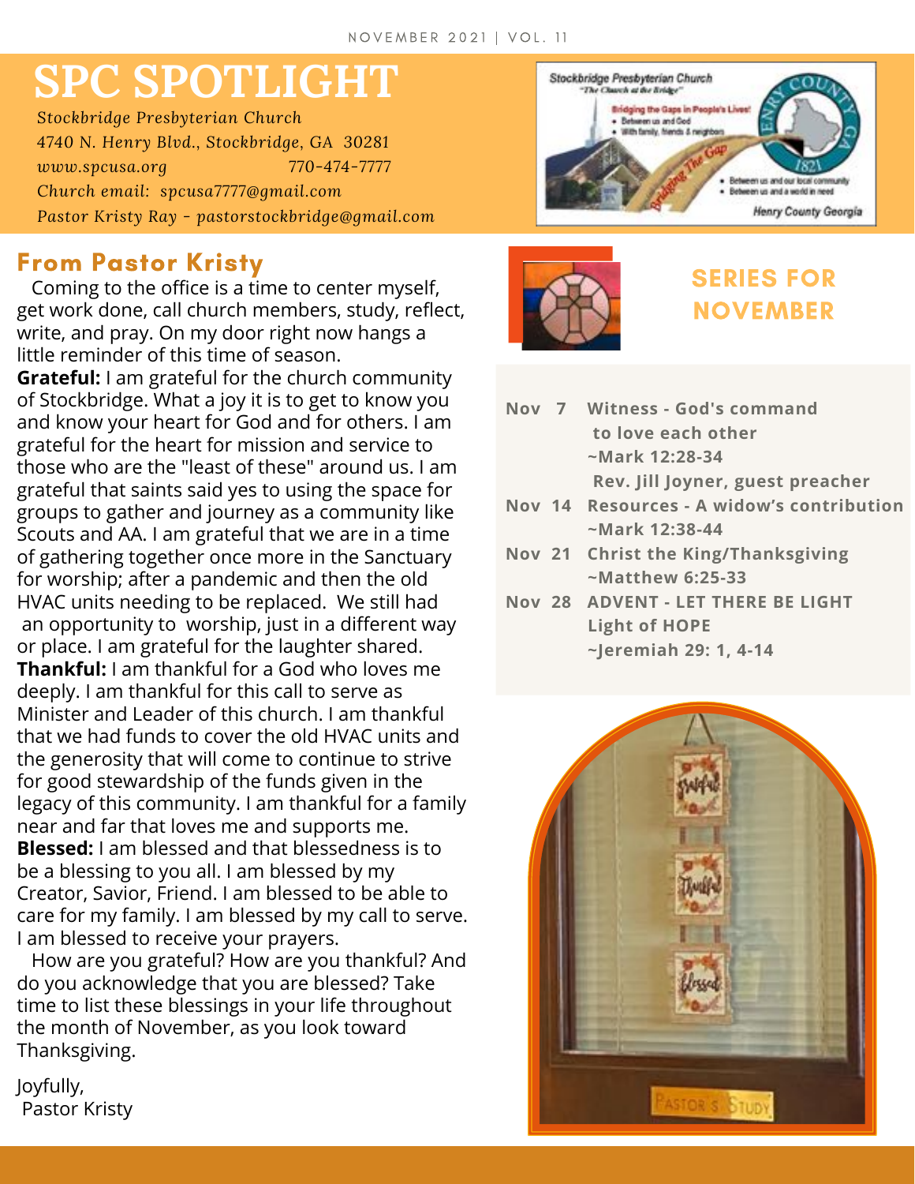NOVEMBER 2021 | VOL. 11

# SPC SPOTLIGHT

*Stockbridge Presbyterian Church*
*4740 N. Henry Blvd., Stockbridge, GA 30281*
*www.spcusa.org 770-474-7777*
*Church email: spcusa7777@gmail.com*
*Pastor Kristy Ray - pastorstockbridge@gmail.com*

## From Pastor Kristy

Coming to the office is a time to center myself, get work done, call church members, study, reflect, write, and pray. On my door right now hangs a little reminder of this time of season.

**Grateful:** I am grateful for the church community of Stockbridge. What a joy it is to get to know you and know your heart for God and for others. I am grateful for the heart for mission and service to those who are the "least of these" around us. I am grateful that saints said yes to using the space for groups to gather and journey as a community like Scouts and AA. I am grateful that we are in a time of gathering together once more in the Sanctuary for worship; after a pandemic and then the old HVAC units needing to be replaced. We still had an opportunity to worship, just in a different way or place. I am grateful for the laughter shared.

**Thankful:** I am thankful for a God who loves me deeply. I am thankful for this call to serve as Minister and Leader of this church. I am thankful that we had funds to cover the old HVAC units and the generosity that will come to continue to strive for good stewardship of the funds given in the legacy of this community. I am thankful for a family near and far that loves me and supports me.

**Blessed:** I am blessed and that blessedness is to be a blessing to you all. I am blessed by my Creator, Savior, Friend. I am blessed to be able to care for my family. I am blessed by my call to serve. I am blessed to receive your prayers.

How are you grateful? How are you thankful? And do you acknowledge that you are blessed? Take time to list these blessings in your life throughout the month of November, as you look toward Thanksgiving.

Joyfully,
Pastor Kristy

## SERIES FOR NOVEMBER

**Nov 7** Witness - God's command to love each other
~Mark 12:28-34
Rev. Jill Joyner, guest preacher

**Nov 14** Resources - A widow's contribution
~Mark 12:38-44

**Nov 21** Christ the King/Thanksgiving
~Matthew 6:25-33

**Nov 28** ADVENT - LET THERE BE LIGHT
Light of HOPE
~Jeremiah 29: 1, 4-14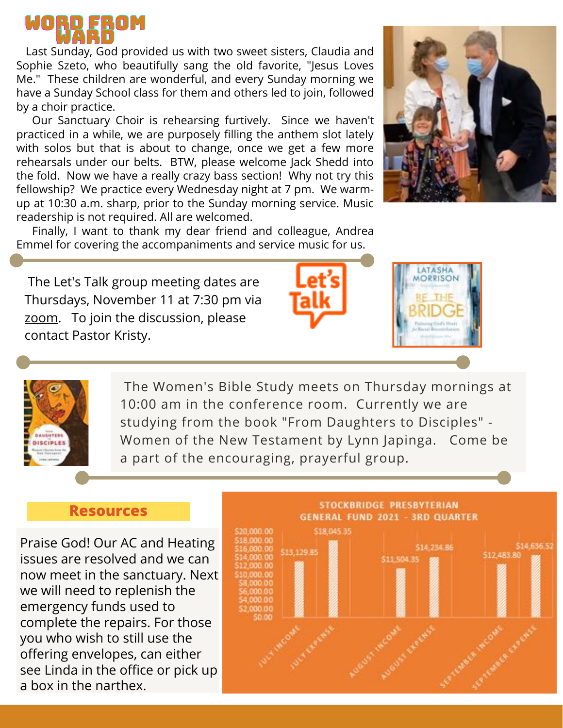## WORD FROM WARD

Last Sunday, God provided us with two sweet sisters, Claudia and Sophie Szeto, who beautifully sang the old favorite, "Jesus Loves Me." These children are wonderful, and every Sunday morning we have a Sunday School class for them and others led to join, followed by a choir practice.

Our Sanctuary Choir is rehearsing furtively. Since we haven't practiced in a while, we are purposely filling the anthem slot lately with solos but that is about to change, once we get a few more rehearsals under our belts. BTW, please welcome Jack Shedd into the fold. Now we have a really crazy bass section! Why not try this fellowship? We practice every Wednesday night at 7 pm. We warm-up at 10:30 a.m. sharp, prior to the Sunday morning service. Music readership is not required. All are welcomed.

Finally, I want to thank my dear friend and colleague, Andrea Emmel for covering the accompaniments and service music for us.

The Let's Talk group meeting dates are Thursdays, November 11 at 7:30 pm via zoom. To join the discussion, please contact Pastor Kristy.

The Women's Bible Study meets on Thursday mornings at 10:00 am in the conference room. Currently we are studying from the book "From Daughters to Disciples" - Women of the New Testament by Lynn Japinga. Come be a part of the encouraging, prayerful group.

## Resources

Praise God! Our AC and Heating issues are resolved and we can now meet in the sanctuary. Next we will need to replenish the emergency funds used to complete the repairs. For those you who wish to still use the offering envelopes, can either see Linda in the office or pick up a box in the narthex.

**STOCKBRIDGE PRESBYTERIAN GENERAL FUND 2021 - 3RD QUARTER**

| Month | Amount |
| --- | --- |
| July Income | $13,129.85 |
| July Expense | $18,045.35 |
| August Income | $11,504.35 |
| August Expense | $14,234.86 |
| September Income | $12,483.80 |
| September Expense | $14,636.52 |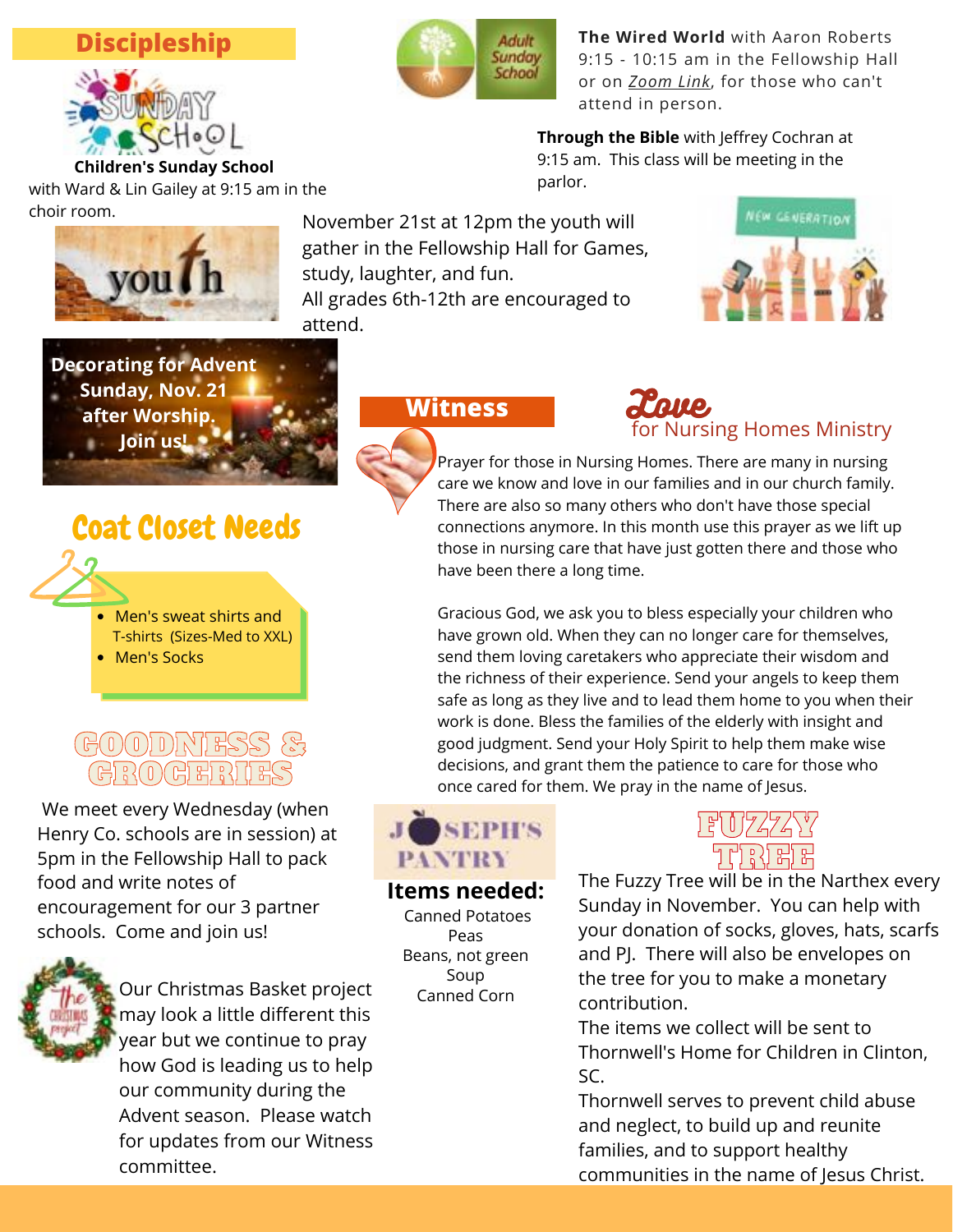## Discipleship

**Children's Sunday School**
with Ward & Lin Gailey at 9:15 am in the choir room.

**The Wired World** with Aaron Roberts 9:15 - 10:15 am in the Fellowship Hall or on *Zoom Link*, for those who can't attend in person.

**Through the Bible** with Jeffrey Cochran at 9:15 am. This class will be meeting in the parlor.

November 21st at 12pm the youth will gather in the Fellowship Hall for Games, study, laughter, and fun.
All grades 6th-12th are encouraged to attend.

**Decorating for Advent Sunday, Nov. 21 after Worship. Join us!**

## Coat Closet Needs

- Men's sweat shirts and T-shirts (Sizes-Med to XXL)
- Men's Socks

## GOODNESS & GROCERIES

We meet every Wednesday (when Henry Co. schools are in session) at 5pm in the Fellowship Hall to pack food and write notes of encouragement for our 3 partner schools. Come and join us!

Our Christmas Basket project may look a little different this year but we continue to pray how God is leading us to help our community during the Advent season. Please watch for updates from our Witness committee.

## Witness

### Love for Nursing Homes Ministry

Prayer for those in Nursing Homes. There are many in nursing care we know and love in our families and in our church family. There are also so many others who don't have those special connections anymore. In this month use this prayer as we lift up those in nursing care that have just gotten there and those who have been there a long time.

Gracious God, we ask you to bless especially your children who have grown old. When they can no longer care for themselves, send them loving caretakers who appreciate their wisdom and the richness of their experience. Send your angels to keep them safe as long as they live and to lead them home to you when their work is done. Bless the families of the elderly with insight and good judgment. Send your Holy Spirit to help them make wise decisions, and grant them the patience to care for those who once cared for them. We pray in the name of Jesus.

### JOSEPH'S PANTRY

**Items needed:**
Canned Potatoes
Peas
Beans, not green
Soup
Canned Corn

### FUZZY TREE

The Fuzzy Tree will be in the Narthex every Sunday in November. You can help with your donation of socks, gloves, hats, scarfs and PJ. There will also be envelopes on the tree for you to make a monetary contribution.
The items we collect will be sent to Thornwell's Home for Children in Clinton, SC.
Thornwell serves to prevent child abuse and neglect, to build up and reunite families, and to support healthy communities in the name of Jesus Christ.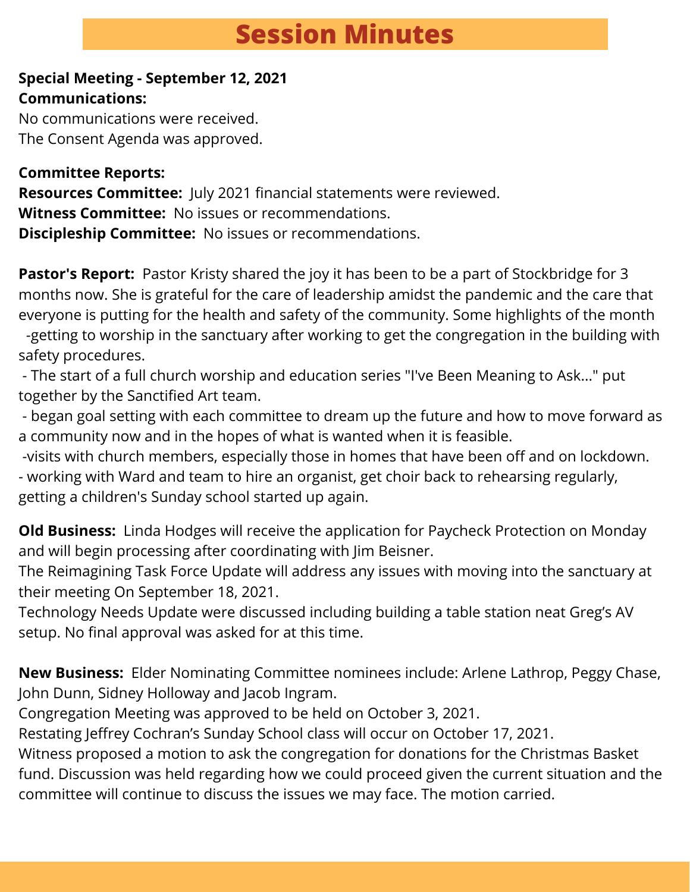# Session Minutes

**Special Meeting - September 12, 2021**
**Communications:**
No communications were received.
The Consent Agenda was approved.

**Committee Reports:**
**Resources Committee:** July 2021 financial statements were reviewed.
**Witness Committee:** No issues or recommendations.
**Discipleship Committee:** No issues or recommendations.

**Pastor's Report:** Pastor Kristy shared the joy it has been to be a part of Stockbridge for 3 months now. She is grateful for the care of leadership amidst the pandemic and the care that everyone is putting for the health and safety of the community. Some highlights of the month
-getting to worship in the sanctuary after working to get the congregation in the building with safety procedures.
- The start of a full church worship and education series "I've Been Meaning to Ask..." put together by the Sanctified Art team.
- began goal setting with each committee to dream up the future and how to move forward as a community now and in the hopes of what is wanted when it is feasible.
-visits with church members, especially those in homes that have been off and on lockdown.
- working with Ward and team to hire an organist, get choir back to rehearsing regularly, getting a children's Sunday school started up again.

**Old Business:** Linda Hodges will receive the application for Paycheck Protection on Monday and will begin processing after coordinating with Jim Beisner.
The Reimagining Task Force Update will address any issues with moving into the sanctuary at their meeting On September 18, 2021.
Technology Needs Update were discussed including building a table station neat Greg's AV setup. No final approval was asked for at this time.

**New Business:** Elder Nominating Committee nominees include: Arlene Lathrop, Peggy Chase, John Dunn, Sidney Holloway and Jacob Ingram.
Congregation Meeting was approved to be held on October 3, 2021.
Restating Jeffrey Cochran's Sunday School class will occur on October 17, 2021.
Witness proposed a motion to ask the congregation for donations for the Christmas Basket fund. Discussion was held regarding how we could proceed given the current situation and the committee will continue to discuss the issues we may face. The motion carried.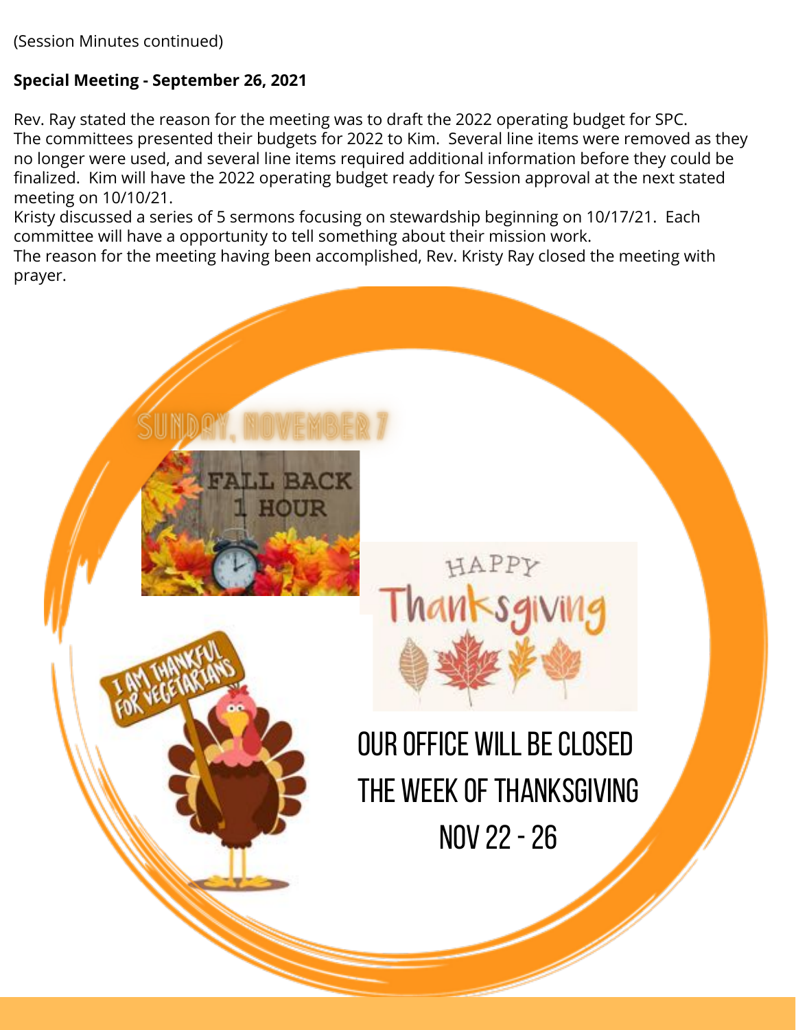(Session Minutes continued)

**Special Meeting - September 26, 2021**

Rev. Ray stated the reason for the meeting was to draft the 2022 operating budget for SPC. The committees presented their budgets for 2022 to Kim. Several line items were removed as they no longer were used, and several line items required additional information before they could be finalized. Kim will have the 2022 operating budget ready for Session approval at the next stated meeting on 10/10/21.

Kristy discussed a series of 5 sermons focusing on stewardship beginning on 10/17/21. Each committee will have a opportunity to tell something about their mission work.

The reason for the meeting having been accomplished, Rev. Kristy Ray closed the meeting with prayer.

SUNDAY, NOVEMBER 7

FALL BACK 1 HOUR

HAPPY Thanksgiving

I AM THANKFUL FOR VEGETARIANS

OUR OFFICE WILL BE CLOSED THE WEEK OF THANKSGIVING NOV 22 - 26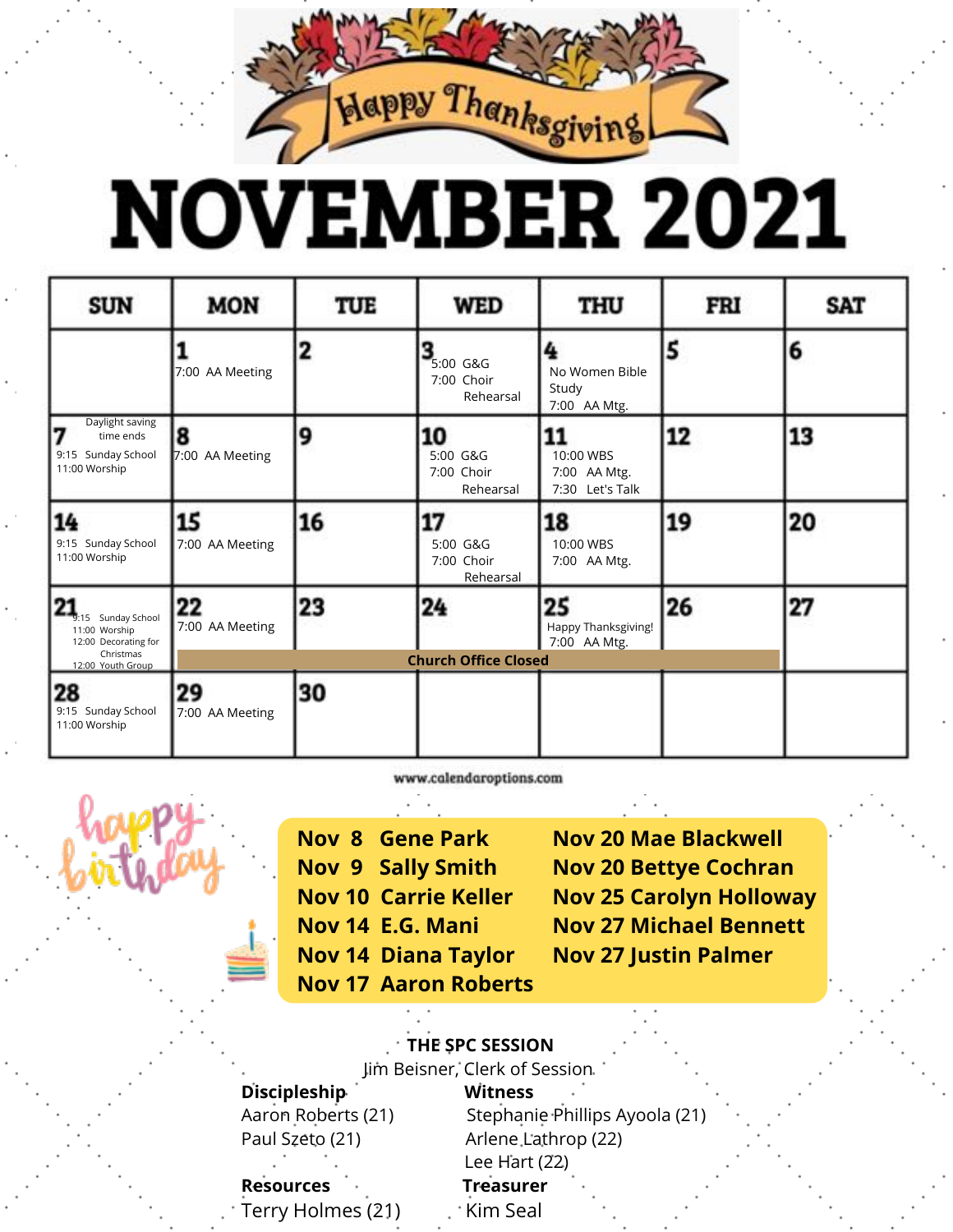Happy Thanksgiving

# NOVEMBER 2021

| SUN | MON | TUE | WED | THU | FRI | SAT |
| --- | --- | --- | --- | --- | --- | --- |
| | 1<br>7:00 AA Meeting | 2 | 3<br>5:00 G&G<br>7:00 Choir Rehearsal | 4<br>No Women Bible Study<br>7:00 AA Mtg. | 5 | 6 |
| 7<br>Daylight saving time ends<br>9:15 Sunday School<br>11:00 Worship | 8<br>7:00 AA Meeting | 9 | 10<br>5:00 G&G<br>7:00 Choir Rehearsal | 11<br>10:00 WBS<br>7:00 AA Mtg.<br>7:30 Let's Talk | 12 | 13 |
| 14<br>9:15 Sunday School<br>11:00 Worship | 15<br>7:00 AA Meeting | 16 | 17<br>5:00 G&G<br>7:00 Choir Rehearsal | 18<br>10:00 WBS<br>7:00 AA Mtg. | 19 | 20 |
| 21<br>9:15 Sunday School<br>11:00 Worship<br>12:00 Decorating for Christmas<br>12:00 Youth Group | 22<br>7:00 AA Meeting<br>Church Office Closed | 23<br>Church Office Closed | 24<br>Church Office Closed | 25<br>Happy Thanksgiving!<br>7:00 AA Mtg.<br>Church Office Closed | 26<br>Church Office Closed | 27 |
| 28<br>9:15 Sunday School<br>11:00 Worship | 29<br>7:00 AA Meeting | 30 | | | | |

www.calendaroptions.com

happy birthday

**Nov 8 Gene Park**
**Nov 9 Sally Smith**
**Nov 10 Carrie Keller**
**Nov 14 E.G. Mani**
**Nov 14 Diana Taylor**
**Nov 17 Aaron Roberts**
**Nov 20 Mae Blackwell**
**Nov 20 Bettye Cochran**
**Nov 25 Carolyn Holloway**
**Nov 27 Michael Bennett**
**Nov 27 Justin Palmer**

**THE SPC SESSION**

Jim Beisner, Clerk of Session

**Discipleship**
Aaron Roberts (21)
Paul Szeto (21)

**Witness**
Stephanie Phillips Ayoola (21)
Arlene Lathrop (22)
Lee Hart (22)

**Resources**
Terry Holmes (21)

**Treasurer**
Kim Seal